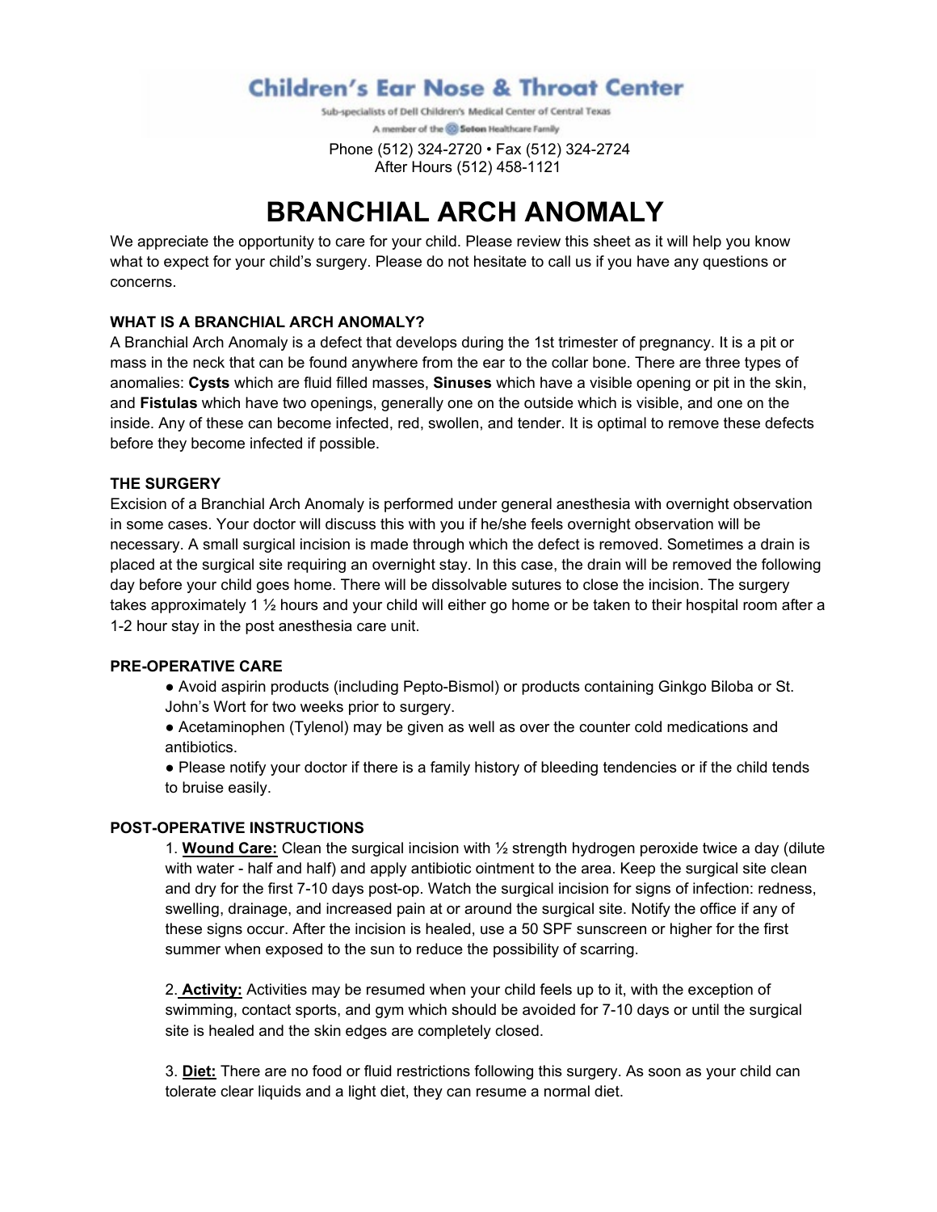**Children's Ear Nose & Throat Center**

Sub-specialists of Dell Children's Medical Center of Central Texas

A member of the Seton Healthcare Family

Phone (512) 324-2720 • Fax (512) 324-2724
After Hours (512) 458-1121

# BRANCHIAL ARCH ANOMALY

We appreciate the opportunity to care for your child. Please review this sheet as it will help you know what to expect for your child's surgery. Please do not hesitate to call us if you have any questions or concerns.

## WHAT IS A BRANCHIAL ARCH ANOMALY?

A Branchial Arch Anomaly is a defect that develops during the 1st trimester of pregnancy. It is a pit or mass in the neck that can be found anywhere from the ear to the collar bone. There are three types of anomalies: **Cysts** which are fluid filled masses, **Sinuses** which have a visible opening or pit in the skin, and **Fistulas** which have two openings, generally one on the outside which is visible, and one on the inside. Any of these can become infected, red, swollen, and tender. It is optimal to remove these defects before they become infected if possible.

## THE SURGERY

Excision of a Branchial Arch Anomaly is performed under general anesthesia with overnight observation in some cases. Your doctor will discuss this with you if he/she feels overnight observation will be necessary. A small surgical incision is made through which the defect is removed. Sometimes a drain is placed at the surgical site requiring an overnight stay. In this case, the drain will be removed the following day before your child goes home. There will be dissolvable sutures to close the incision. The surgery takes approximately 1 ½ hours and your child will either go home or be taken to their hospital room after a 1-2 hour stay in the post anesthesia care unit.

## PRE-OPERATIVE CARE

- Avoid aspirin products (including Pepto-Bismol) or products containing Ginkgo Biloba or St. John's Wort for two weeks prior to surgery.
- Acetaminophen (Tylenol) may be given as well as over the counter cold medications and antibiotics.
- Please notify your doctor if there is a family history of bleeding tendencies or if the child tends to bruise easily.

## POST-OPERATIVE INSTRUCTIONS

1. **Wound Care:** Clean the surgical incision with ½ strength hydrogen peroxide twice a day (dilute with water - half and half) and apply antibiotic ointment to the area. Keep the surgical site clean and dry for the first 7-10 days post-op. Watch the surgical incision for signs of infection: redness, swelling, drainage, and increased pain at or around the surgical site. Notify the office if any of these signs occur. After the incision is healed, use a 50 SPF sunscreen or higher for the first summer when exposed to the sun to reduce the possibility of scarring.

2. **Activity:** Activities may be resumed when your child feels up to it, with the exception of swimming, contact sports, and gym which should be avoided for 7-10 days or until the surgical site is healed and the skin edges are completely closed.

3. **Diet:** There are no food or fluid restrictions following this surgery. As soon as your child can tolerate clear liquids and a light diet, they can resume a normal diet.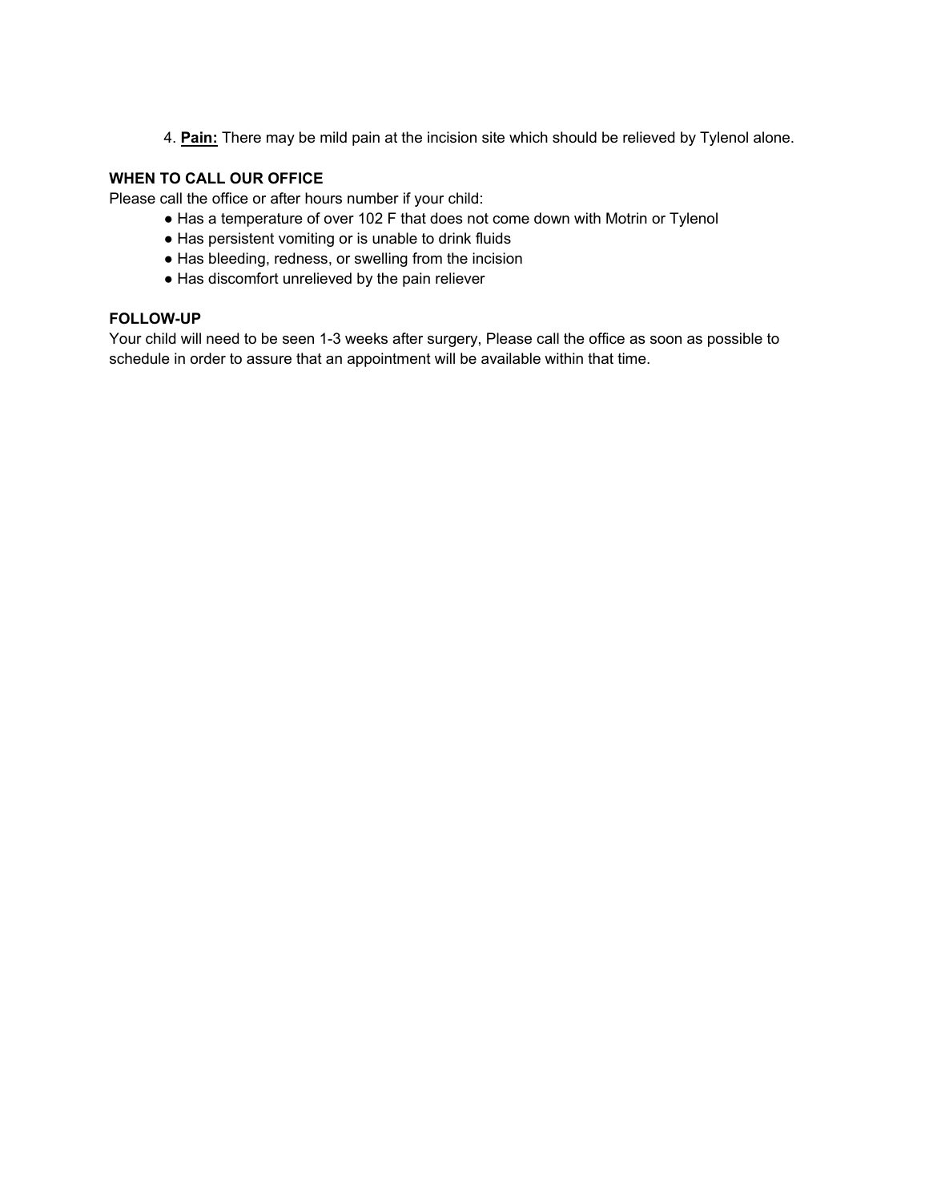4. **Pain:** There may be mild pain at the incision site which should be relieved by Tylenol alone.

**WHEN TO CALL OUR OFFICE**

Please call the office or after hours number if your child:

- Has a temperature of over 102 F that does not come down with Motrin or Tylenol
- Has persistent vomiting or is unable to drink fluids
- Has bleeding, redness, or swelling from the incision
- Has discomfort unrelieved by the pain reliever

**FOLLOW-UP**

Your child will need to be seen 1-3 weeks after surgery, Please call the office as soon as possible to schedule in order to assure that an appointment will be available within that time.